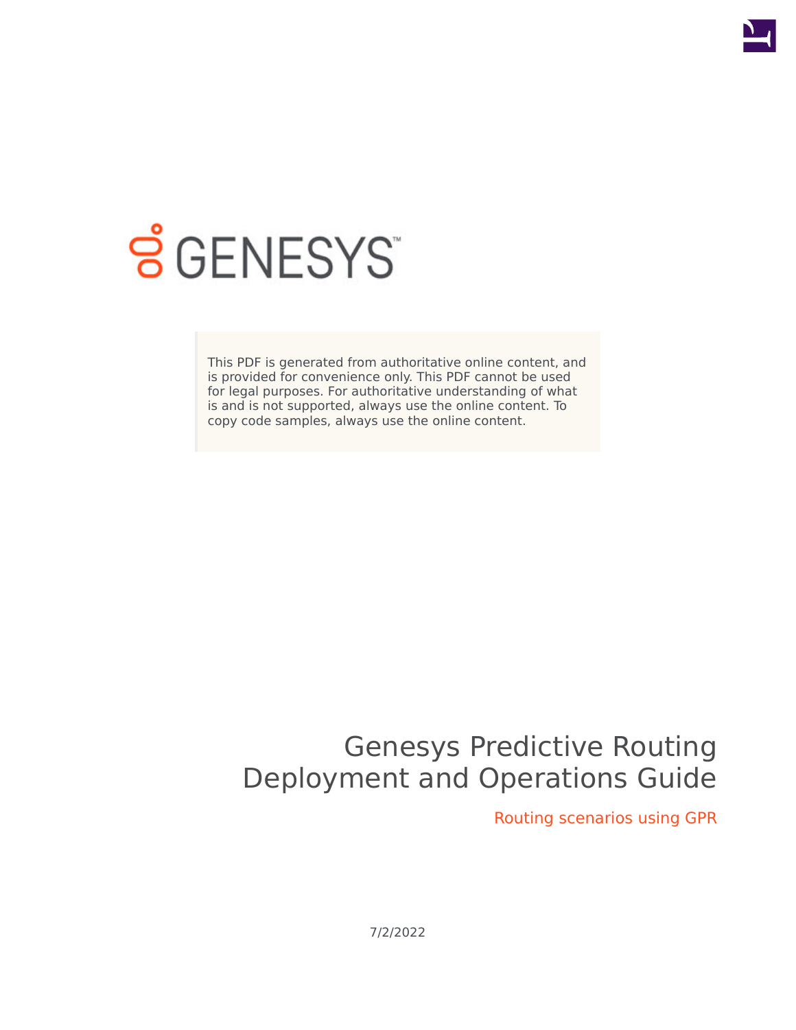This PDF is generated from authoritative online content, and is provided for convenience only. This PDF cannot be used for legal purposes. For authoritative understanding of what is and is not supported, always use the online content. To copy code samples, always use the online content.

# Genesys Predictive Routing Deployment and Operations Guide

## Routing scenarios using GPR

7/2/2022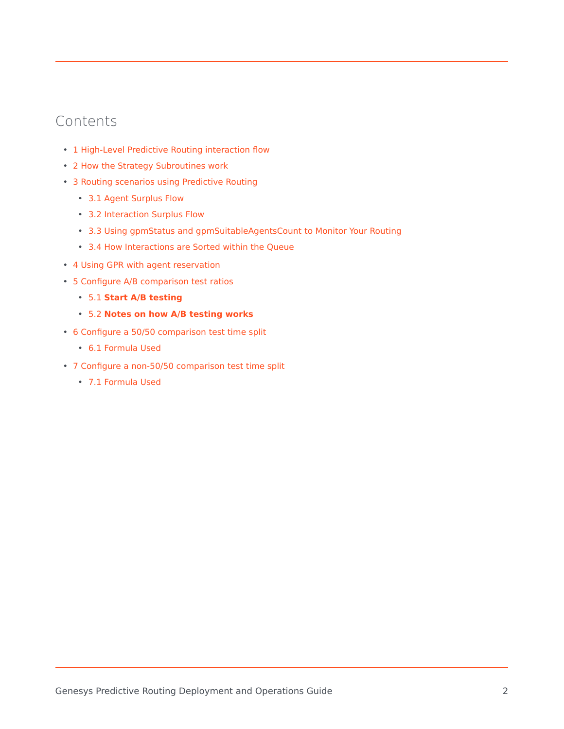# Contents

- 1 High-Level Predictive Routing interaction flow
- 2 How the Strategy Subroutines work
- 3 Routing scenarios using Predictive Routing
  - 3.1 Agent Surplus Flow
  - 3.2 Interaction Surplus Flow
  - 3.3 Using gpmStatus and gpmSuitableAgentsCount to Monitor Your Routing
  - 3.4 How Interactions are Sorted within the Queue
- 4 Using GPR with agent reservation
- 5 Configure A/B comparison test ratios
  - 5.1 **Start A/B testing**
  - 5.2 **Notes on how A/B testing works**
- 6 Configure a 50/50 comparison test time split
  - 6.1 Formula Used
- 7 Configure a non-50/50 comparison test time split
  - 7.1 Formula Used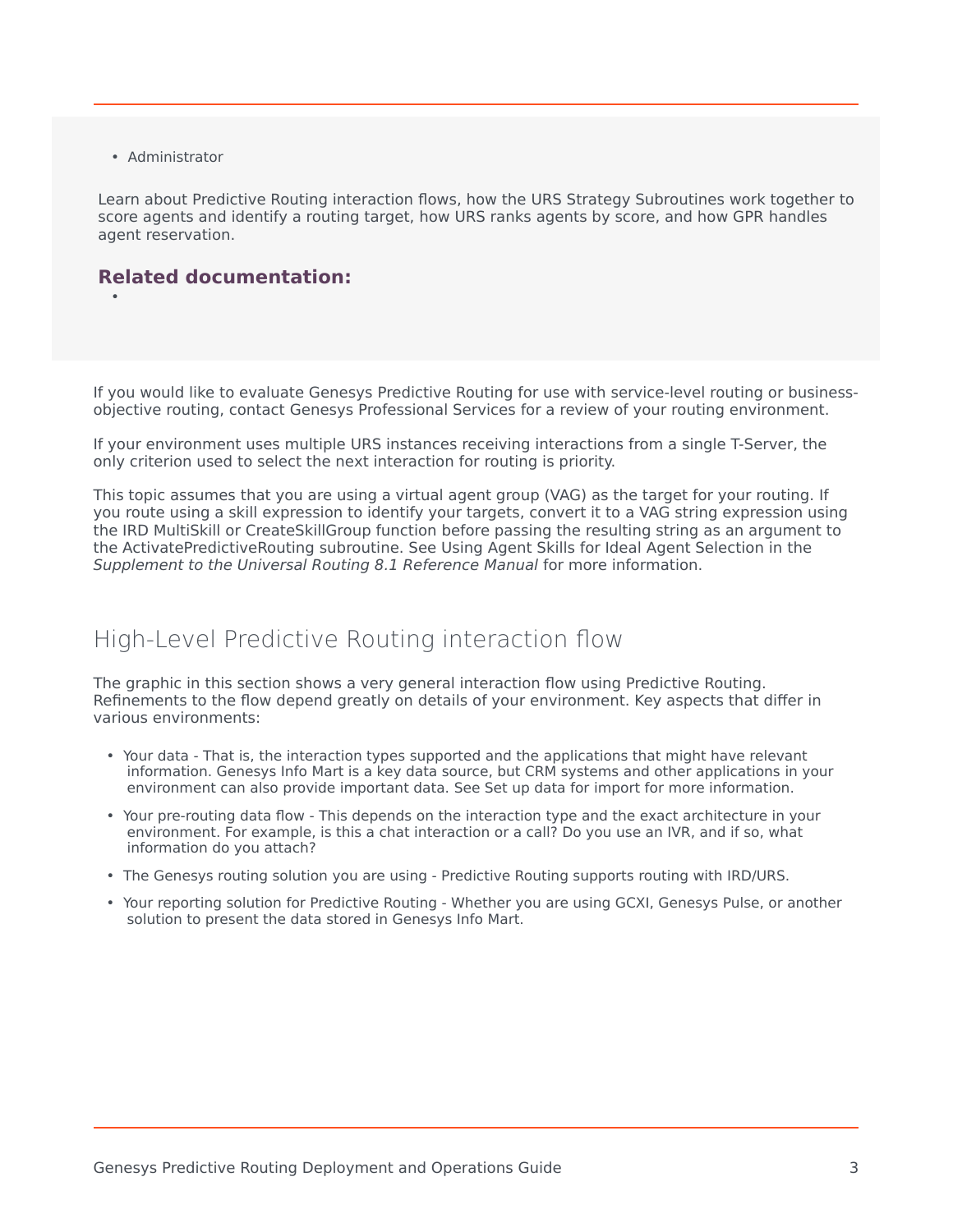- Administrator

Learn about Predictive Routing interaction flows, how the URS Strategy Subroutines work together to score agents and identify a routing target, how URS ranks agents by score, and how GPR handles agent reservation.

**Related documentation:**

- 

If you would like to evaluate Genesys Predictive Routing for use with service-level routing or business-objective routing, contact Genesys Professional Services for a review of your routing environment.

If your environment uses multiple URS instances receiving interactions from a single T-Server, the only criterion used to select the next interaction for routing is priority.

This topic assumes that you are using a virtual agent group (VAG) as the target for your routing. If you route using a skill expression to identify your targets, convert it to a VAG string expression using the IRD MultiSkill or CreateSkillGroup function before passing the resulting string as an argument to the ActivatePredictiveRouting subroutine. See Using Agent Skills for Ideal Agent Selection in the *Supplement to the Universal Routing 8.1 Reference Manual* for more information.

## High-Level Predictive Routing interaction flow

The graphic in this section shows a very general interaction flow using Predictive Routing. Refinements to the flow depend greatly on details of your environment. Key aspects that differ in various environments:

- Your data - That is, the interaction types supported and the applications that might have relevant information. Genesys Info Mart is a key data source, but CRM systems and other applications in your environment can also provide important data. See Set up data for import for more information.
- Your pre-routing data flow - This depends on the interaction type and the exact architecture in your environment. For example, is this a chat interaction or a call? Do you use an IVR, and if so, what information do you attach?
- The Genesys routing solution you are using - Predictive Routing supports routing with IRD/URS.
- Your reporting solution for Predictive Routing - Whether you are using GCXI, Genesys Pulse, or another solution to present the data stored in Genesys Info Mart.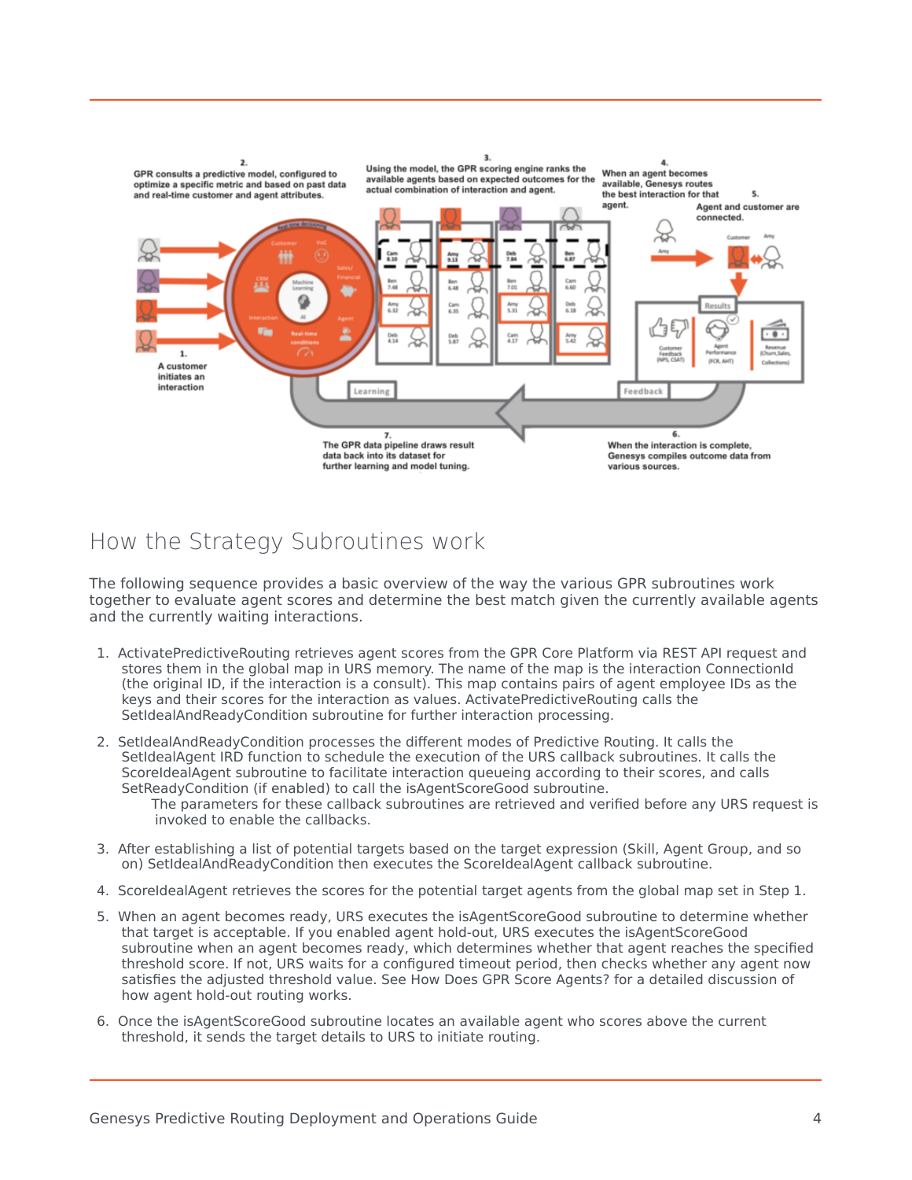## How the Strategy Subroutines work

The following sequence provides a basic overview of the way the various GPR subroutines work together to evaluate agent scores and determine the best match given the currently available agents and the currently waiting interactions.

1. ActivatePredictiveRouting retrieves agent scores from the GPR Core Platform via REST API request and stores them in the global map in URS memory. The name of the map is the interaction ConnectionId (the original ID, if the interaction is a consult). This map contains pairs of agent employee IDs as the keys and their scores for the interaction as values. ActivatePredictiveRouting calls the SetIdealAndReadyCondition subroutine for further interaction processing.
2. SetIdealAndReadyCondition processes the different modes of Predictive Routing. It calls the SetIdealAgent IRD function to schedule the execution of the URS callback subroutines. It calls the ScoreIdealAgent subroutine to facilitate interaction queueing according to their scores, and calls SetReadyCondition (if enabled) to call the isAgentScoreGood subroutine.
   The parameters for these callback subroutines are retrieved and verified before any URS request is invoked to enable the callbacks.
3. After establishing a list of potential targets based on the target expression (Skill, Agent Group, and so on) SetIdealAndReadyCondition then executes the ScoreIdealAgent callback subroutine.
4. ScoreIdealAgent retrieves the scores for the potential target agents from the global map set in Step 1.
5. When an agent becomes ready, URS executes the isAgentScoreGood subroutine to determine whether that target is acceptable. If you enabled agent hold-out, URS executes the isAgentScoreGood subroutine when an agent becomes ready, which determines whether that agent reaches the specified threshold score. If not, URS waits for a configured timeout period, then checks whether any agent now satisfies the adjusted threshold value. See How Does GPR Score Agents? for a detailed discussion of how agent hold-out routing works.
6. Once the isAgentScoreGood subroutine locates an available agent who scores above the current threshold, it sends the target details to URS to initiate routing.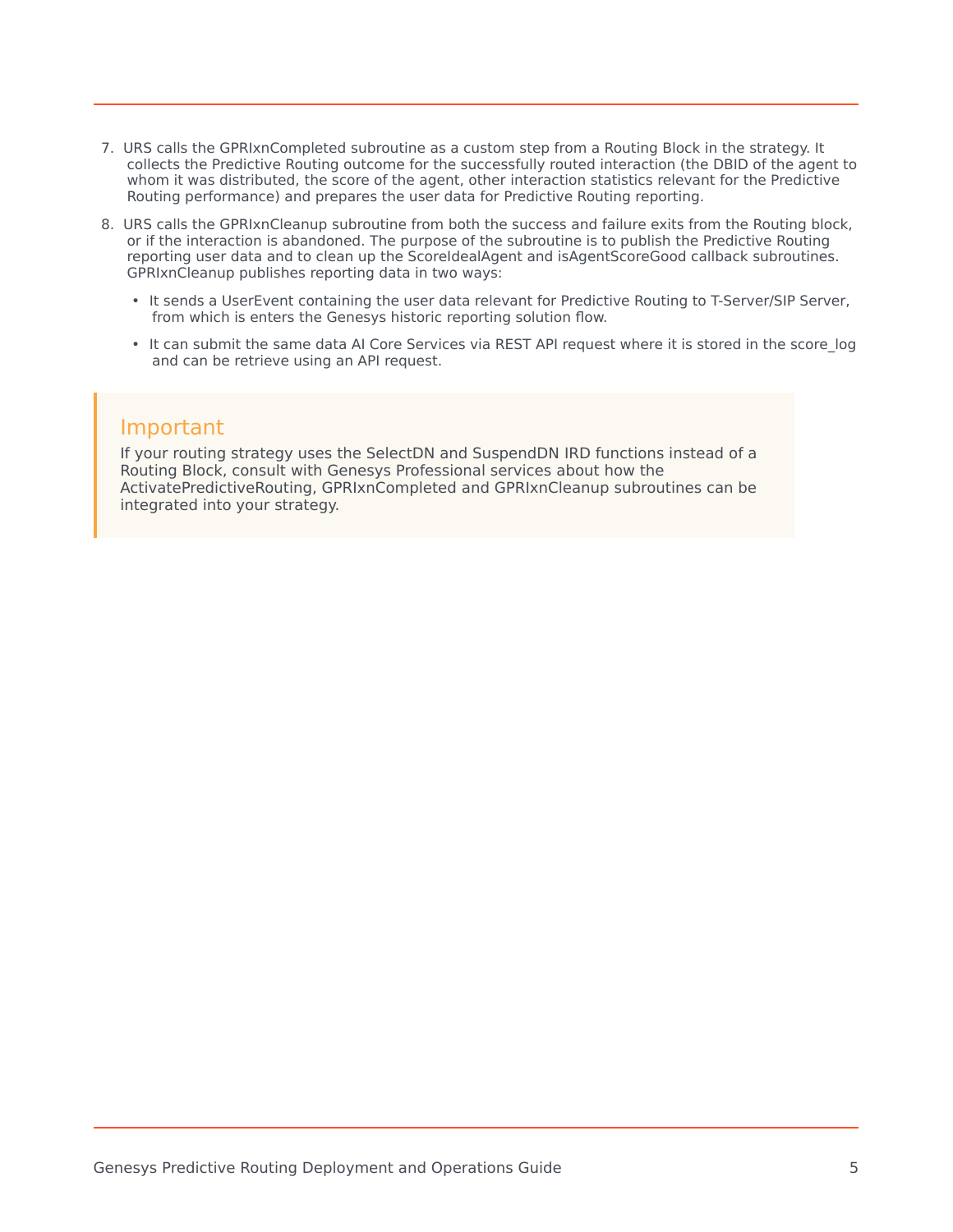7. URS calls the GPRIxnCompleted subroutine as a custom step from a Routing Block in the strategy. It collects the Predictive Routing outcome for the successfully routed interaction (the DBID of the agent to whom it was distributed, the score of the agent, other interaction statistics relevant for the Predictive Routing performance) and prepares the user data for Predictive Routing reporting.

8. URS calls the GPRIxnCleanup subroutine from both the success and failure exits from the Routing block, or if the interaction is abandoned. The purpose of the subroutine is to publish the Predictive Routing reporting user data and to clean up the ScoreIdealAgent and isAgentScoreGood callback subroutines. GPRIxnCleanup publishes reporting data in two ways:
   - It sends a UserEvent containing the user data relevant for Predictive Routing to T-Server/SIP Server, from which is enters the Genesys historic reporting solution flow.
   - It can submit the same data AI Core Services via REST API request where it is stored in the score_log and can be retrieve using an API request.

> **Important**
>
> If your routing strategy uses the SelectDN and SuspendDN IRD functions instead of a Routing Block, consult with Genesys Professional services about how the ActivatePredictiveRouting, GPRIxnCompleted and GPRIxnCleanup subroutines can be integrated into your strategy.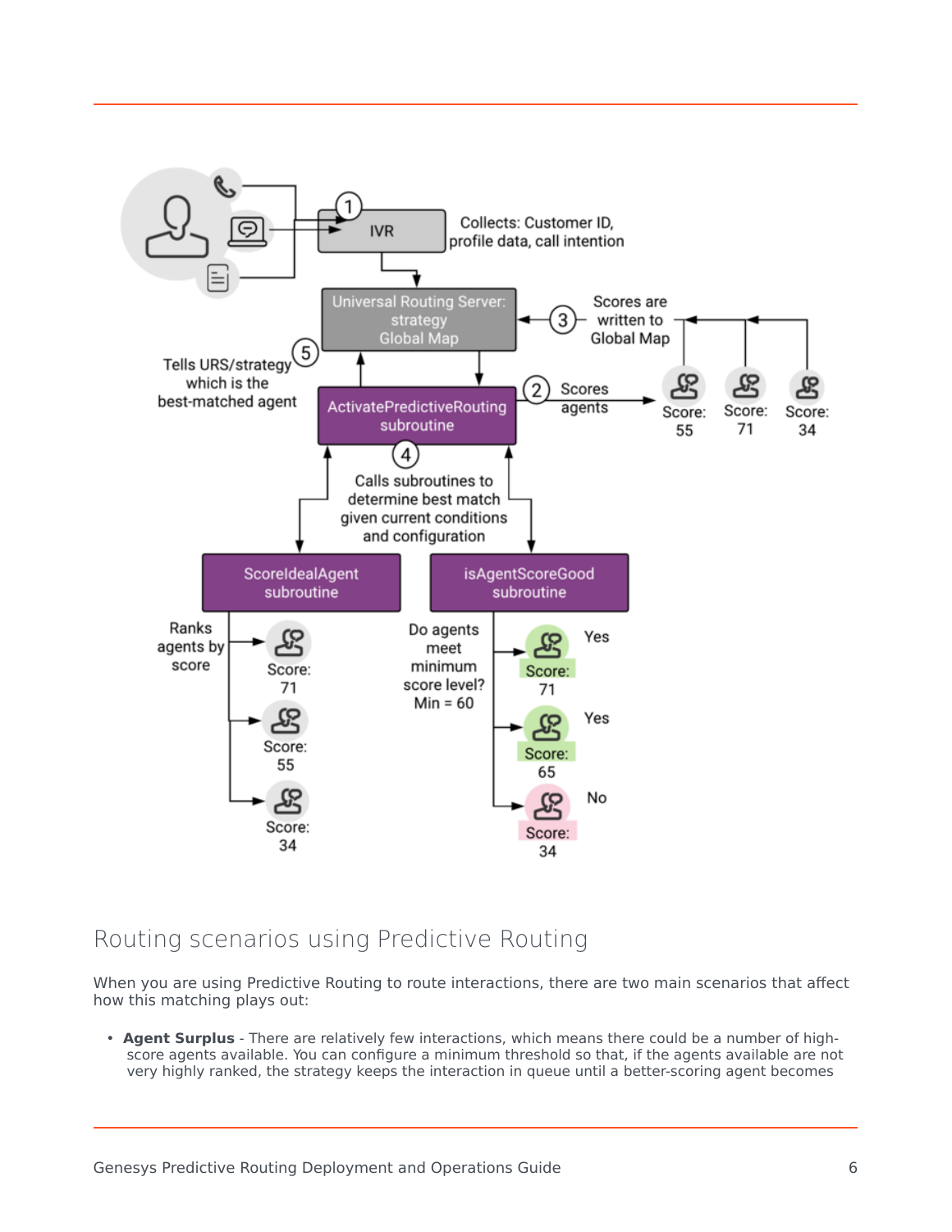Collects: Customer ID, profile data, call intention

IVR

Universal Routing Server: strategy Global Map

Scores are written to Global Map

Tells URS/strategy which is the best-matched agent

ActivatePredictiveRouting subroutine

Scores agents

Score: 55

Score: 71

Score: 34

Calls subroutines to determine best match given current conditions and configuration

ScoreIdealAgent subroutine

isAgentScoreGood subroutine

Ranks agents by score

Score: 71

Score: 55

Score: 34

Do agents meet minimum score level? Min = 60

Yes Score: 71

Yes Score: 65

No Score: 34

## Routing scenarios using Predictive Routing

When you are using Predictive Routing to route interactions, there are two main scenarios that affect how this matching plays out:

- **Agent Surplus** - There are relatively few interactions, which means there could be a number of high-score agents available. You can configure a minimum threshold so that, if the agents available are not very highly ranked, the strategy keeps the interaction in queue until a better-scoring agent becomes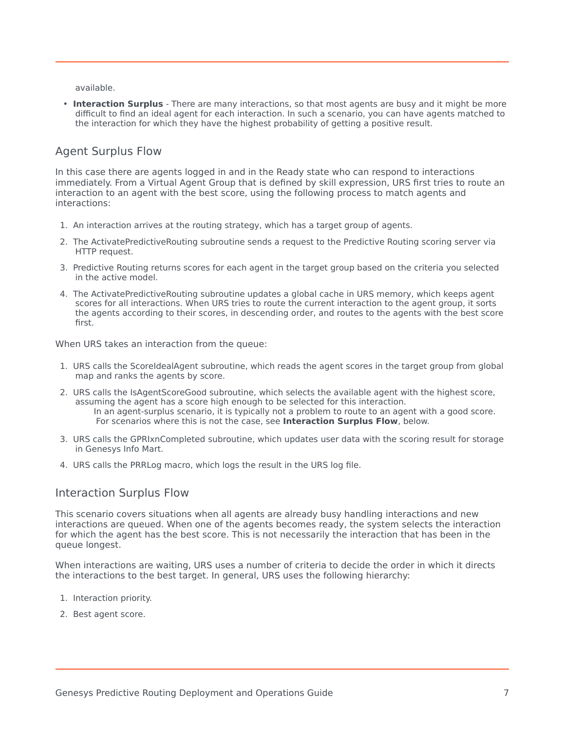available.

- **Interaction Surplus** - There are many interactions, so that most agents are busy and it might be more difficult to find an ideal agent for each interaction. In such a scenario, you can have agents matched to the interaction for which they have the highest probability of getting a positive result.

## Agent Surplus Flow

In this case there are agents logged in and in the Ready state who can respond to interactions immediately. From a Virtual Agent Group that is defined by skill expression, URS first tries to route an interaction to an agent with the best score, using the following process to match agents and interactions:

1. An interaction arrives at the routing strategy, which has a target group of agents.
2. The ActivatePredictiveRouting subroutine sends a request to the Predictive Routing scoring server via HTTP request.
3. Predictive Routing returns scores for each agent in the target group based on the criteria you selected in the active model.
4. The ActivatePredictiveRouting subroutine updates a global cache in URS memory, which keeps agent scores for all interactions. When URS tries to route the current interaction to the agent group, it sorts the agents according to their scores, in descending order, and routes to the agents with the best score first.

When URS takes an interaction from the queue:

1. URS calls the ScoreIdealAgent subroutine, which reads the agent scores in the target group from global map and ranks the agents by score.
2. URS calls the IsAgentScoreGood subroutine, which selects the available agent with the highest score, assuming the agent has a score high enough to be selected for this interaction.
   In an agent-surplus scenario, it is typically not a problem to route to an agent with a good score. For scenarios where this is not the case, see **Interaction Surplus Flow**, below.
3. URS calls the GPRIxnCompleted subroutine, which updates user data with the scoring result for storage in Genesys Info Mart.
4. URS calls the PRRLog macro, which logs the result in the URS log file.

## Interaction Surplus Flow

This scenario covers situations when all agents are already busy handling interactions and new interactions are queued. When one of the agents becomes ready, the system selects the interaction for which the agent has the best score. This is not necessarily the interaction that has been in the queue longest.

When interactions are waiting, URS uses a number of criteria to decide the order in which it directs the interactions to the best target. In general, URS uses the following hierarchy:

1. Interaction priority.
2. Best agent score.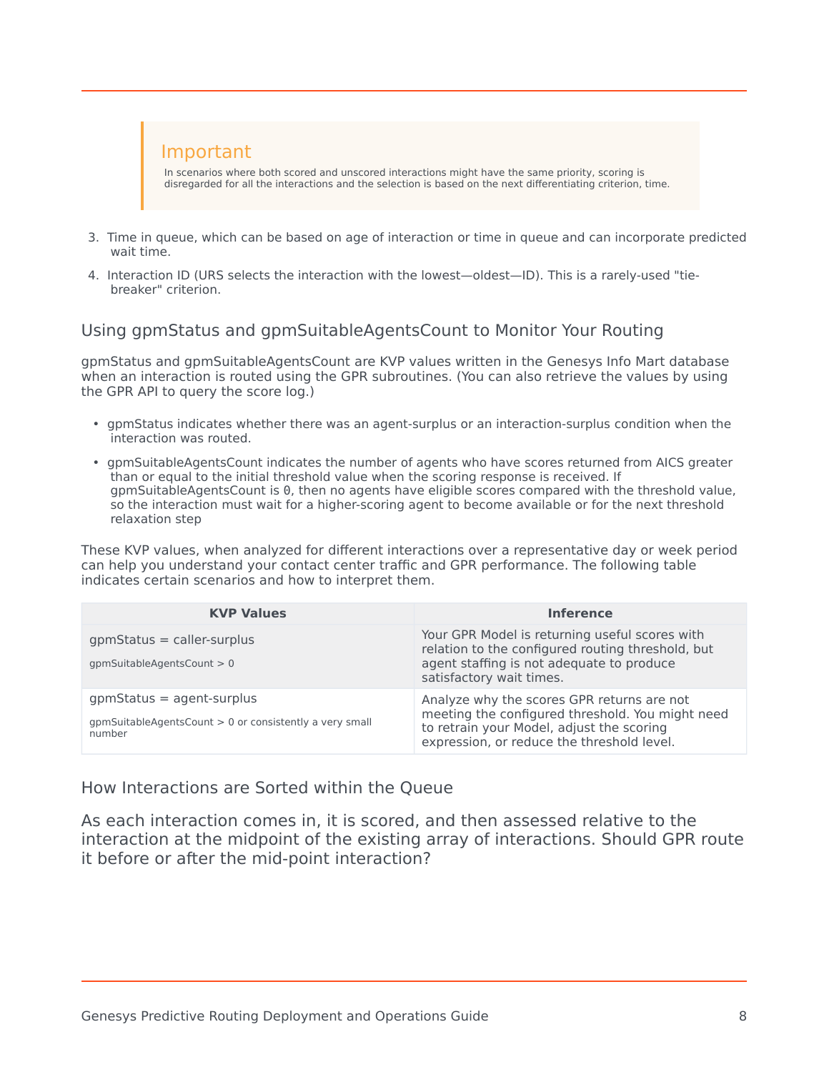> **Important**
>
> In scenarios where both scored and unscored interactions might have the same priority, scoring is disregarded for all the interactions and the selection is based on the next differentiating criterion, time.

3. Time in queue, which can be based on age of interaction or time in queue and can incorporate predicted wait time.
4. Interaction ID (URS selects the interaction with the lowest—oldest—ID). This is a rarely-used "tie-breaker" criterion.

### Using gpmStatus and gpmSuitableAgentsCount to Monitor Your Routing

gpmStatus and gpmSuitableAgentsCount are KVP values written in the Genesys Info Mart database when an interaction is routed using the GPR subroutines. (You can also retrieve the values by using the GPR API to query the score log.)

- gpmStatus indicates whether there was an agent-surplus or an interaction-surplus condition when the interaction was routed.
- gpmSuitableAgentsCount indicates the number of agents who have scores returned from AICS greater than or equal to the initial threshold value when the scoring response is received. If gpmSuitableAgentsCount is `0`, then no agents have eligible scores compared with the threshold value, so the interaction must wait for a higher-scoring agent to become available or for the next threshold relaxation step

These KVP values, when analyzed for different interactions over a representative day or week period can help you understand your contact center traffic and GPR performance. The following table indicates certain scenarios and how to interpret them.

| KVP Values | Inference |
|---|---|
| gpmStatus = caller-surplus<br><br>gpmSuitableAgentsCount > 0 | Your GPR Model is returning useful scores with relation to the configured routing threshold, but agent staffing is not adequate to produce satisfactory wait times. |
| gpmStatus = agent-surplus<br><br>gpmSuitableAgentsCount > 0 or consistently a very small number | Analyze why the scores GPR returns are not meeting the configured threshold. You might need to retrain your Model, adjust the scoring expression, or reduce the threshold level. |

### How Interactions are Sorted within the Queue

As each interaction comes in, it is scored, and then assessed relative to the interaction at the midpoint of the existing array of interactions. Should GPR route it before or after the mid-point interaction?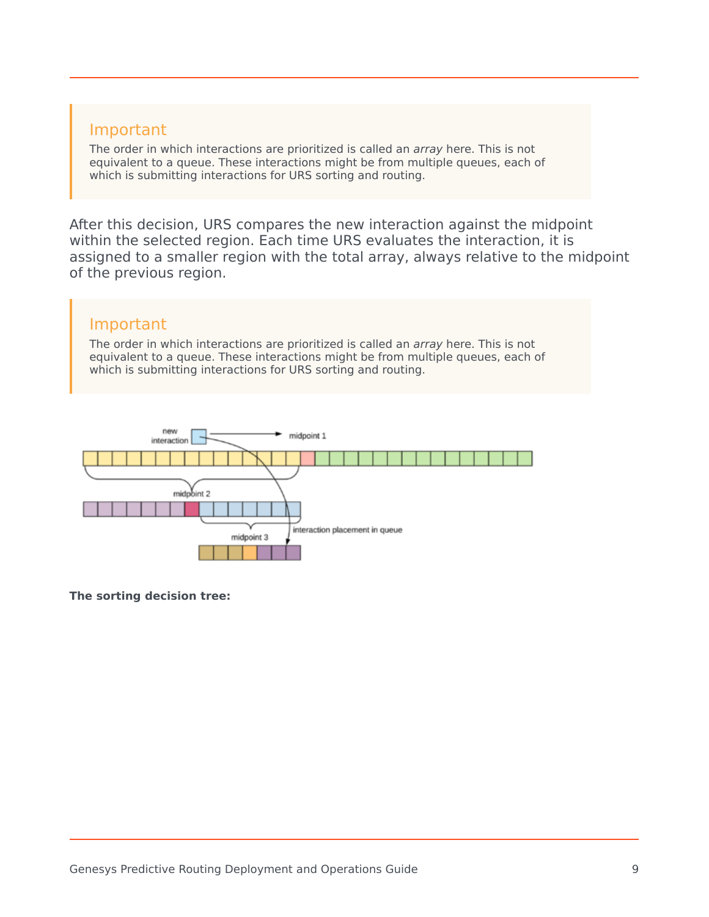> **Important**
>
> The order in which interactions are prioritized is called an *array* here. This is not equivalent to a queue. These interactions might be from multiple queues, each of which is submitting interactions for URS sorting and routing.

After this decision, URS compares the new interaction against the midpoint within the selected region. Each time URS evaluates the interaction, it is assigned to a smaller region with the total array, always relative to the midpoint of the previous region.

> **Important**
>
> The order in which interactions are prioritized is called an *array* here. This is not equivalent to a queue. These interactions might be from multiple queues, each of which is submitting interactions for URS sorting and routing.

new interaction

midpoint 1

midpoint 2

interaction placement in queue

midpoint 3

**The sorting decision tree:**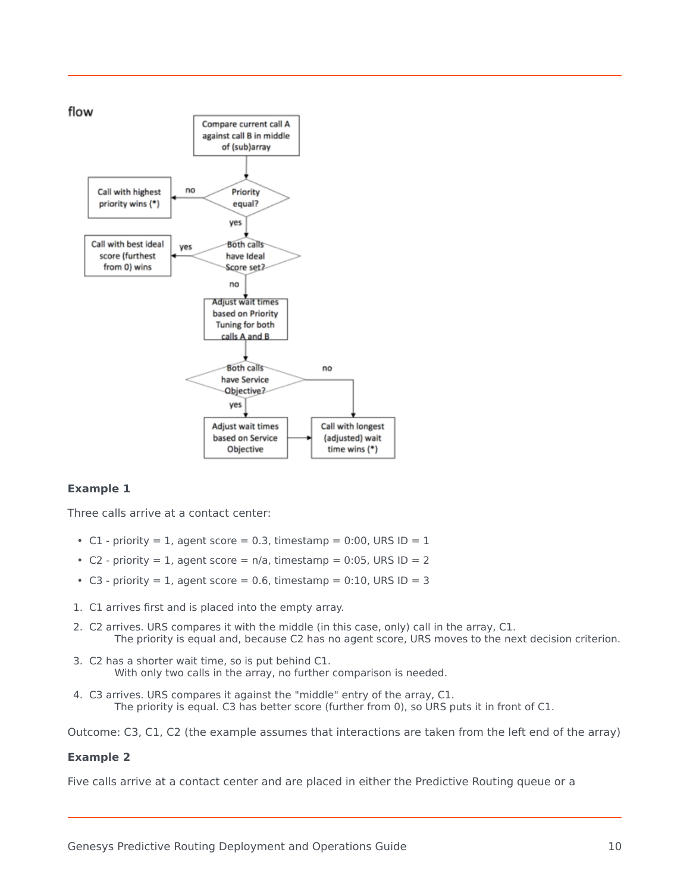flow

Compare current call A against call B in middle of (sub)array

Priority equal?

no

Call with highest priority wins (*)

yes

Both calls have Ideal Score set?

yes

Call with best ideal score (furthest from 0) wins

no

Adjust wait times based on Priority Tuning for both calls A and B

Both calls have Service Objective?

no

yes

Adjust wait times based on Service Objective

Call with longest (adjusted) wait time wins (*)

**Example 1**

Three calls arrive at a contact center:

- C1 - priority = 1, agent score = 0.3, timestamp = 0:00, URS ID = 1
- C2 - priority = 1, agent score = n/a, timestamp = 0:05, URS ID = 2
- C3 - priority = 1, agent score = 0.6, timestamp = 0:10, URS ID = 3

1. C1 arrives first and is placed into the empty array.
2. C2 arrives. URS compares it with the middle (in this case, only) call in the array, C1.
   The priority is equal and, because C2 has no agent score, URS moves to the next decision criterion.
3. C2 has a shorter wait time, so is put behind C1.
   With only two calls in the array, no further comparison is needed.
4. C3 arrives. URS compares it against the "middle" entry of the array, C1.
   The priority is equal. C3 has better score (further from 0), so URS puts it in front of C1.

Outcome: C3, C1, C2 (the example assumes that interactions are taken from the left end of the array)

**Example 2**

Five calls arrive at a contact center and are placed in either the Predictive Routing queue or a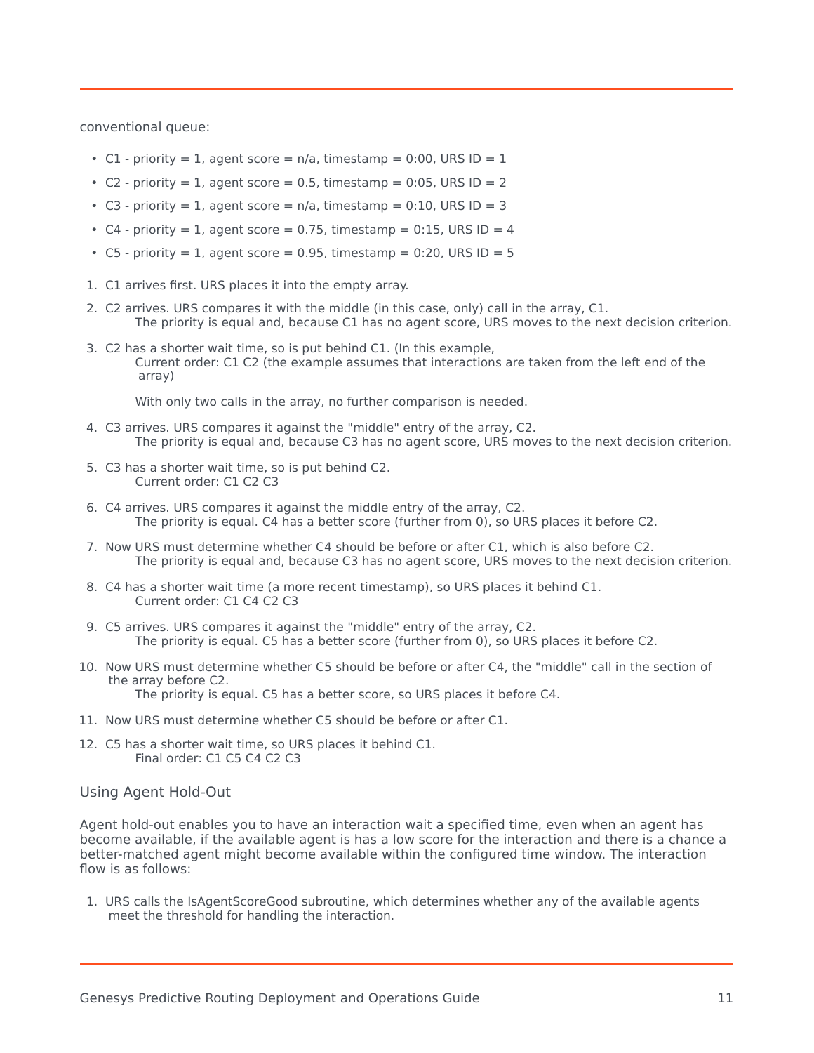conventional queue:

- C1 - priority = 1, agent score = n/a, timestamp = 0:00, URS ID = 1
- C2 - priority = 1, agent score = 0.5, timestamp = 0:05, URS ID = 2
- C3 - priority = 1, agent score = n/a, timestamp = 0:10, URS ID = 3
- C4 - priority = 1, agent score = 0.75, timestamp = 0:15, URS ID = 4
- C5 - priority = 1, agent score = 0.95, timestamp = 0:20, URS ID = 5

1. C1 arrives first. URS places it into the empty array.
2. C2 arrives. URS compares it with the middle (in this case, only) call in the array, C1.
   The priority is equal and, because C1 has no agent score, URS moves to the next decision criterion.
3. C2 has a shorter wait time, so is put behind C1. (In this example,
   Current order: C1 C2 (the example assumes that interactions are taken from the left end of the array)

   With only two calls in the array, no further comparison is needed.
4. C3 arrives. URS compares it against the "middle" entry of the array, C2.
   The priority is equal and, because C3 has no agent score, URS moves to the next decision criterion.
5. C3 has a shorter wait time, so is put behind C2.
   Current order: C1 C2 C3
6. C4 arrives. URS compares it against the middle entry of the array, C2.
   The priority is equal. C4 has a better score (further from 0), so URS places it before C2.
7. Now URS must determine whether C4 should be before or after C1, which is also before C2.
   The priority is equal and, because C3 has no agent score, URS moves to the next decision criterion.
8. C4 has a shorter wait time (a more recent timestamp), so URS places it behind C1.
   Current order: C1 C4 C2 C3
9. C5 arrives. URS compares it against the "middle" entry of the array, C2.
   The priority is equal. C5 has a better score (further from 0), so URS places it before C2.
10. Now URS must determine whether C5 should be before or after C4, the "middle" call in the section of the array before C2.
    The priority is equal. C5 has a better score, so URS places it before C4.
11. Now URS must determine whether C5 should be before or after C1.
12. C5 has a shorter wait time, so URS places it behind C1.
    Final order: C1 C5 C4 C2 C3

### Using Agent Hold-Out

Agent hold-out enables you to have an interaction wait a specified time, even when an agent has become available, if the available agent is has a low score for the interaction and there is a chance a better-matched agent might become available within the configured time window. The interaction flow is as follows:

1. URS calls the IsAgentScoreGood subroutine, which determines whether any of the available agents meet the threshold for handling the interaction.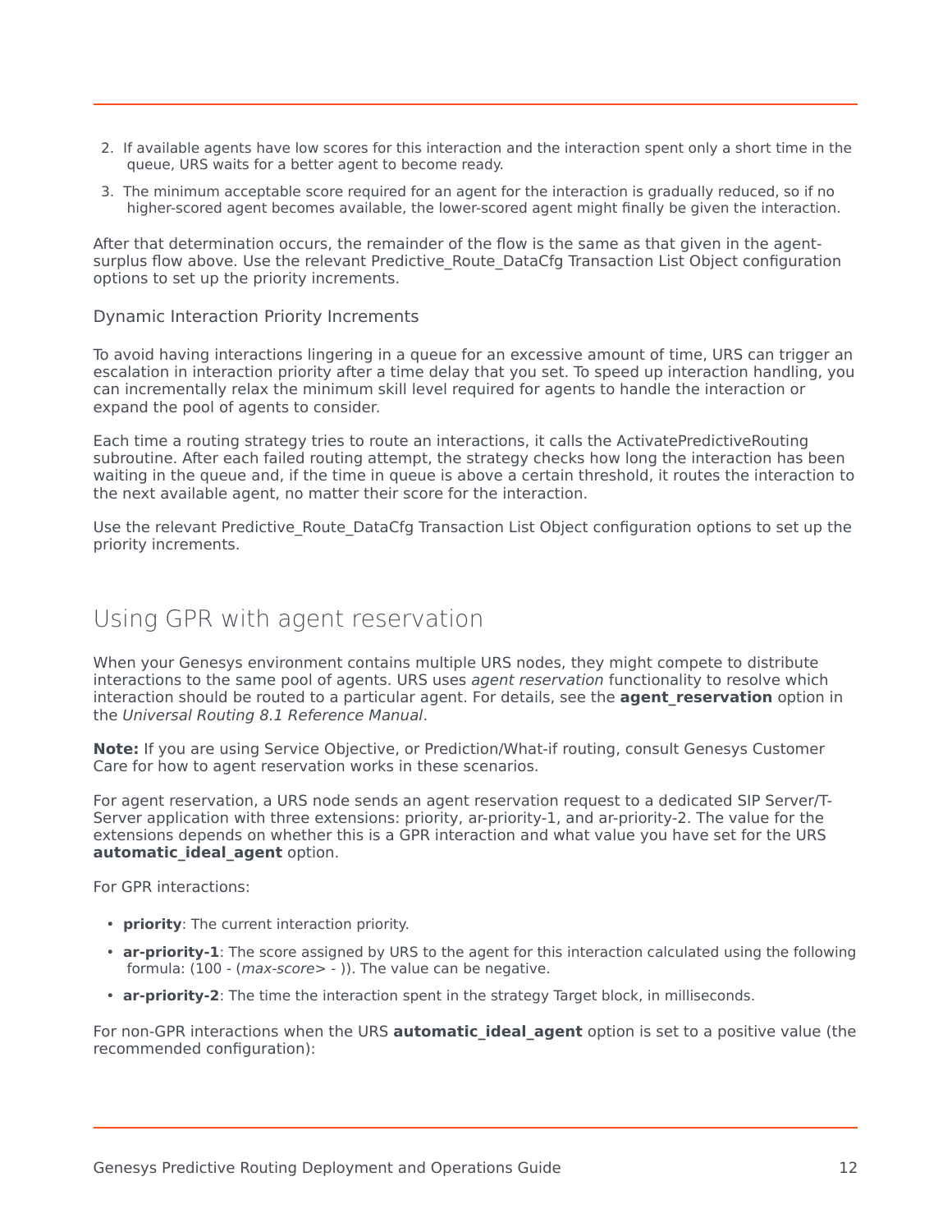2. If available agents have low scores for this interaction and the interaction spent only a short time in the queue, URS waits for a better agent to become ready.
3. The minimum acceptable score required for an agent for the interaction is gradually reduced, so if no higher-scored agent becomes available, the lower-scored agent might finally be given the interaction.

After that determination occurs, the remainder of the flow is the same as that given in the agent-surplus flow above. Use the relevant Predictive_Route_DataCfg Transaction List Object configuration options to set up the priority increments.

### Dynamic Interaction Priority Increments

To avoid having interactions lingering in a queue for an excessive amount of time, URS can trigger an escalation in interaction priority after a time delay that you set. To speed up interaction handling, you can incrementally relax the minimum skill level required for agents to handle the interaction or expand the pool of agents to consider.

Each time a routing strategy tries to route an interactions, it calls the ActivatePredictiveRouting subroutine. After each failed routing attempt, the strategy checks how long the interaction has been waiting in the queue and, if the time in queue is above a certain threshold, it routes the interaction to the next available agent, no matter their score for the interaction.

Use the relevant Predictive_Route_DataCfg Transaction List Object configuration options to set up the priority increments.

## Using GPR with agent reservation

When your Genesys environment contains multiple URS nodes, they might compete to distribute interactions to the same pool of agents. URS uses *agent reservation* functionality to resolve which interaction should be routed to a particular agent. For details, see the **agent_reservation** option in the *Universal Routing 8.1 Reference Manual*.

**Note:** If you are using Service Objective, or Prediction/What-if routing, consult Genesys Customer Care for how to agent reservation works in these scenarios.

For agent reservation, a URS node sends an agent reservation request to a dedicated SIP Server/T-Server application with three extensions: priority, ar-priority-1, and ar-priority-2. The value for the extensions depends on whether this is a GPR interaction and what value you have set for the URS **automatic_ideal_agent** option.

For GPR interactions:

- **priority**: The current interaction priority.
- **ar-priority-1**: The score assigned by URS to the agent for this interaction calculated using the following formula: (100 - (*max-score*> - )). The value can be negative.
- **ar-priority-2**: The time the interaction spent in the strategy Target block, in milliseconds.

For non-GPR interactions when the URS **automatic_ideal_agent** option is set to a positive value (the recommended configuration):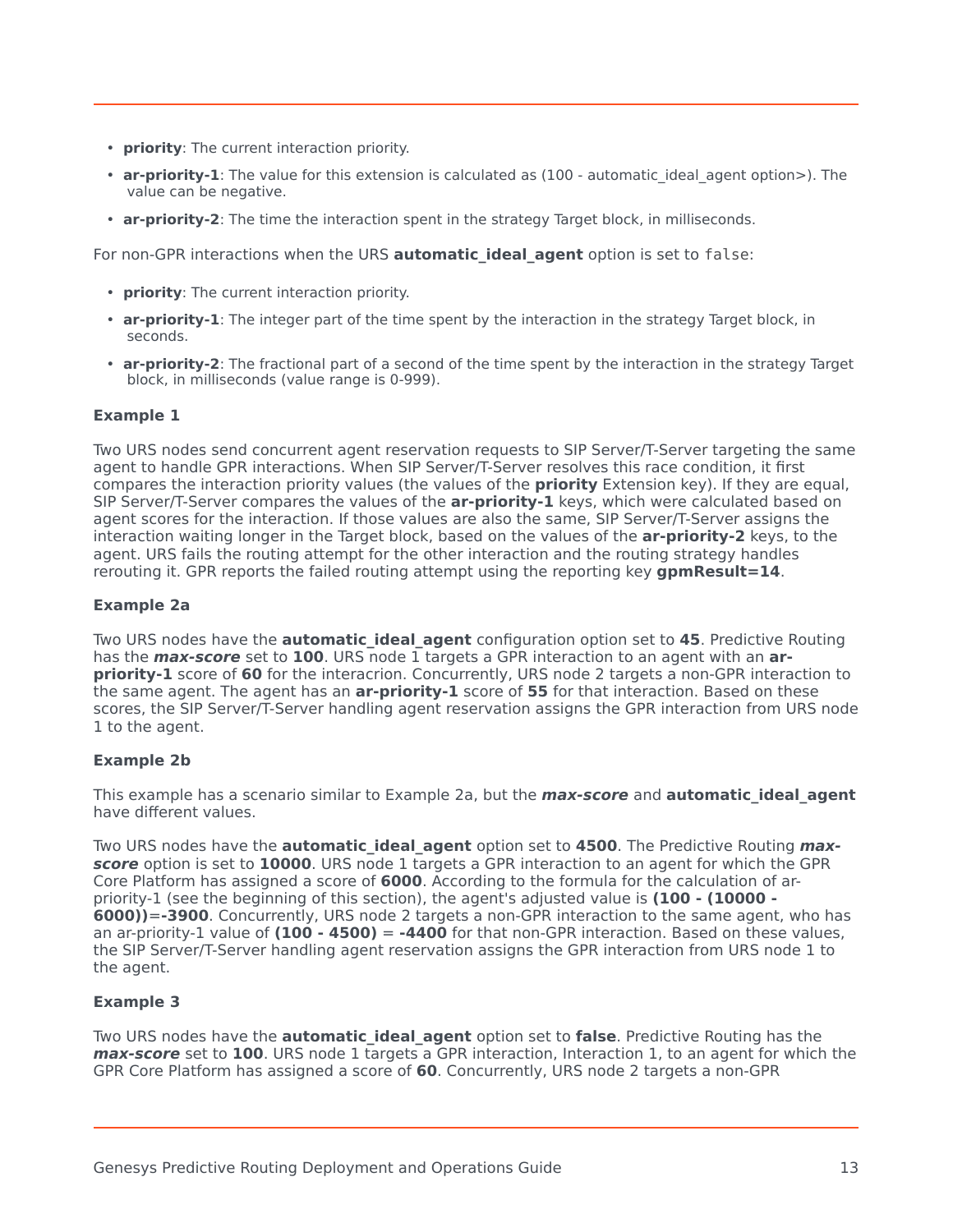- **priority**: The current interaction priority.
- **ar-priority-1**: The value for this extension is calculated as (100 - automatic_ideal_agent option>). The value can be negative.
- **ar-priority-2**: The time the interaction spent in the strategy Target block, in milliseconds.

For non-GPR interactions when the URS **automatic_ideal_agent** option is set to `false`:

- **priority**: The current interaction priority.
- **ar-priority-1**: The integer part of the time spent by the interaction in the strategy Target block, in seconds.
- **ar-priority-2**: The fractional part of a second of the time spent by the interaction in the strategy Target block, in milliseconds (value range is 0-999).

**Example 1**

Two URS nodes send concurrent agent reservation requests to SIP Server/T-Server targeting the same agent to handle GPR interactions. When SIP Server/T-Server resolves this race condition, it first compares the interaction priority values (the values of the **priority** Extension key). If they are equal, SIP Server/T-Server compares the values of the **ar-priority-1** keys, which were calculated based on agent scores for the interaction. If those values are also the same, SIP Server/T-Server assigns the interaction waiting longer in the Target block, based on the values of the **ar-priority-2** keys, to the agent. URS fails the routing attempt for the other interaction and the routing strategy handles rerouting it. GPR reports the failed routing attempt using the reporting key **gpmResult=14**.

**Example 2a**

Two URS nodes have the **automatic_ideal_agent** configuration option set to **45**. Predictive Routing has the ***max-score*** set to **100**. URS node 1 targets a GPR interaction to an agent with an **ar-priority-1** score of **60** for the interacrion. Concurrently, URS node 2 targets a non-GPR interaction to the same agent. The agent has an **ar-priority-1** score of **55** for that interaction. Based on these scores, the SIP Server/T-Server handling agent reservation assigns the GPR interaction from URS node 1 to the agent.

**Example 2b**

This example has a scenario similar to Example 2a, but the ***max-score*** and **automatic_ideal_agent** have different values.

Two URS nodes have the **automatic_ideal_agent** option set to **4500**. The Predictive Routing ***max-score*** option is set to **10000**. URS node 1 targets a GPR interaction to an agent for which the GPR Core Platform has assigned a score of **6000**. According to the formula for the calculation of ar-priority-1 (see the beginning of this section), the agent's adjusted value is **(100 - (10000 - 6000))**=**-3900**. Concurrently, URS node 2 targets a non-GPR interaction to the same agent, who has an ar-priority-1 value of **(100 - 4500)** = **-4400** for that non-GPR interaction. Based on these values, the SIP Server/T-Server handling agent reservation assigns the GPR interaction from URS node 1 to the agent.

**Example 3**

Two URS nodes have the **automatic_ideal_agent** option set to **false**. Predictive Routing has the ***max-score*** set to **100**. URS node 1 targets a GPR interaction, Interaction 1, to an agent for which the GPR Core Platform has assigned a score of **60**. Concurrently, URS node 2 targets a non-GPR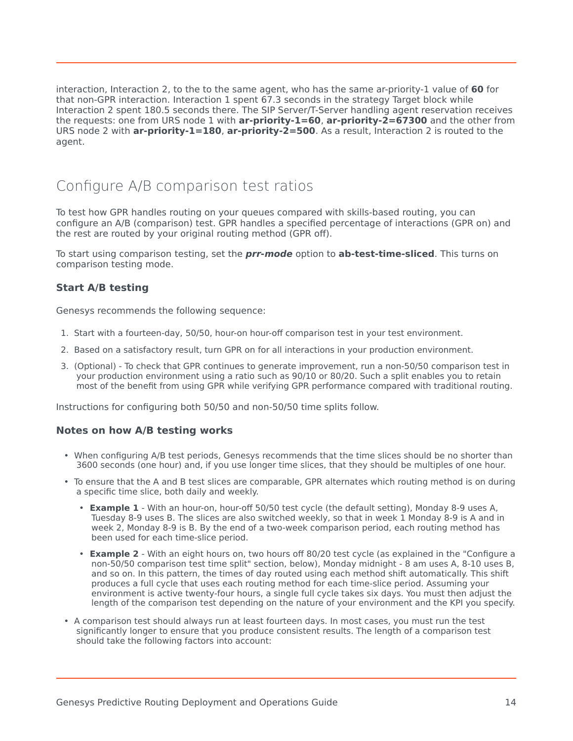interaction, Interaction 2, to the to the same agent, who has the same ar-priority-1 value of **60** for that non-GPR interaction. Interaction 1 spent 67.3 seconds in the strategy Target block while Interaction 2 spent 180.5 seconds there. The SIP Server/T-Server handling agent reservation receives the requests: one from URS node 1 with **ar-priority-1=60**, **ar-priority-2=67300** and the other from URS node 2 with **ar-priority-1=180**, **ar-priority-2=500**. As a result, Interaction 2 is routed to the agent.

## Configure A/B comparison test ratios

To test how GPR handles routing on your queues compared with skills-based routing, you can configure an A/B (comparison) test. GPR handles a specified percentage of interactions (GPR on) and the rest are routed by your original routing method (GPR off).

To start using comparison testing, set the ***prr-mode*** option to **ab-test-time-sliced**. This turns on comparison testing mode.

### Start A/B testing

Genesys recommends the following sequence:

1. Start with a fourteen-day, 50/50, hour-on hour-off comparison test in your test environment.
2. Based on a satisfactory result, turn GPR on for all interactions in your production environment.
3. (Optional) - To check that GPR continues to generate improvement, run a non-50/50 comparison test in your production environment using a ratio such as 90/10 or 80/20. Such a split enables you to retain most of the benefit from using GPR while verifying GPR performance compared with traditional routing.

Instructions for configuring both 50/50 and non-50/50 time splits follow.

### Notes on how A/B testing works

- When configuring A/B test periods, Genesys recommends that the time slices should be no shorter than 3600 seconds (one hour) and, if you use longer time slices, that they should be multiples of one hour.
- To ensure that the A and B test slices are comparable, GPR alternates which routing method is on during a specific time slice, both daily and weekly.
  - **Example 1** - With an hour-on, hour-off 50/50 test cycle (the default setting), Monday 8-9 uses A, Tuesday 8-9 uses B. The slices are also switched weekly, so that in week 1 Monday 8-9 is A and in week 2, Monday 8-9 is B. By the end of a two-week comparison period, each routing method has been used for each time-slice period.
  - **Example 2** - With an eight hours on, two hours off 80/20 test cycle (as explained in the "Configure a non-50/50 comparison test time split" section, below), Monday midnight - 8 am uses A, 8-10 uses B, and so on. In this pattern, the times of day routed using each method shift automatically. This shift produces a full cycle that uses each routing method for each time-slice period. Assuming your environment is active twenty-four hours, a single full cycle takes six days. You must then adjust the length of the comparison test depending on the nature of your environment and the KPI you specify.
- A comparison test should always run at least fourteen days. In most cases, you must run the test significantly longer to ensure that you produce consistent results. The length of a comparison test should take the following factors into account: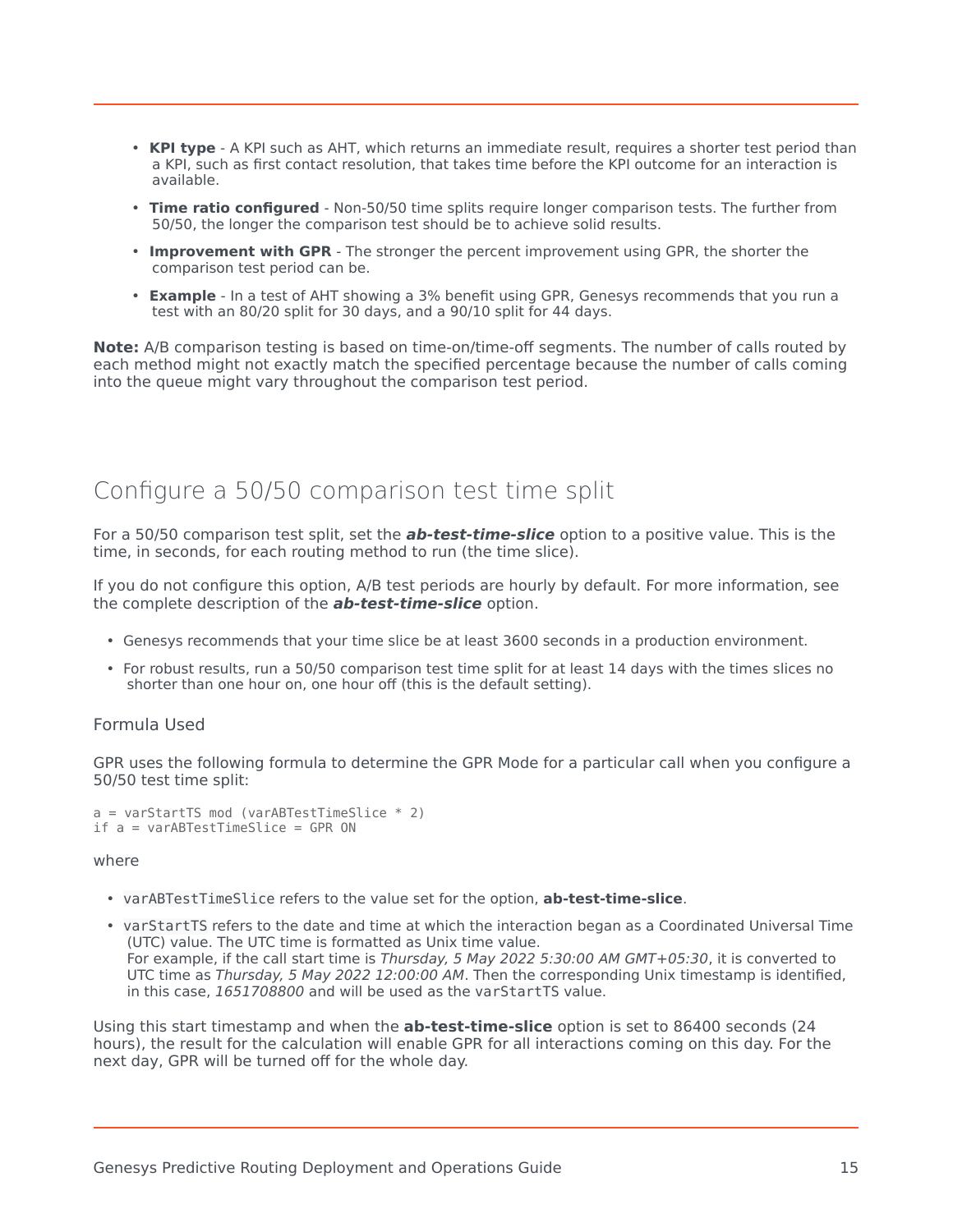- **KPI type** - A KPI such as AHT, which returns an immediate result, requires a shorter test period than a KPI, such as first contact resolution, that takes time before the KPI outcome for an interaction is available.
- **Time ratio configured** - Non-50/50 time splits require longer comparison tests. The further from 50/50, the longer the comparison test should be to achieve solid results.
- **Improvement with GPR** - The stronger the percent improvement using GPR, the shorter the comparison test period can be.
- **Example** - In a test of AHT showing a 3% benefit using GPR, Genesys recommends that you run a test with an 80/20 split for 30 days, and a 90/10 split for 44 days.

**Note:** A/B comparison testing is based on time-on/time-off segments. The number of calls routed by each method might not exactly match the specified percentage because the number of calls coming into the queue might vary throughout the comparison test period.

## Configure a 50/50 comparison test time split

For a 50/50 comparison test split, set the ***ab-test-time-slice*** option to a positive value. This is the time, in seconds, for each routing method to run (the time slice).

If you do not configure this option, A/B test periods are hourly by default. For more information, see the complete description of the ***ab-test-time-slice*** option.

- Genesys recommends that your time slice be at least 3600 seconds in a production environment.
- For robust results, run a 50/50 comparison test time split for at least 14 days with the times slices no shorter than one hour on, one hour off (this is the default setting).

### Formula Used

GPR uses the following formula to determine the GPR Mode for a particular call when you configure a 50/50 test time split:

```
a = varStartTS mod (varABTestTimeSlice * 2)
if a = varABTestTimeSlice = GPR ON
```

where

- `varABTestTimeSlice` refers to the value set for the option, **ab-test-time-slice**.
- `varStartTS` refers to the date and time at which the interaction began as a Coordinated Universal Time (UTC) value. The UTC time is formatted as Unix time value.
  For example, if the call start time is *Thursday, 5 May 2022 5:30:00 AM GMT+05:30*, it is converted to UTC time as *Thursday, 5 May 2022 12:00:00 AM*. Then the corresponding Unix timestamp is identified, in this case, *1651708800* and will be used as the `varStartTS` value.

Using this start timestamp and when the **ab-test-time-slice** option is set to 86400 seconds (24 hours), the result for the calculation will enable GPR for all interactions coming on this day. For the next day, GPR will be turned off for the whole day.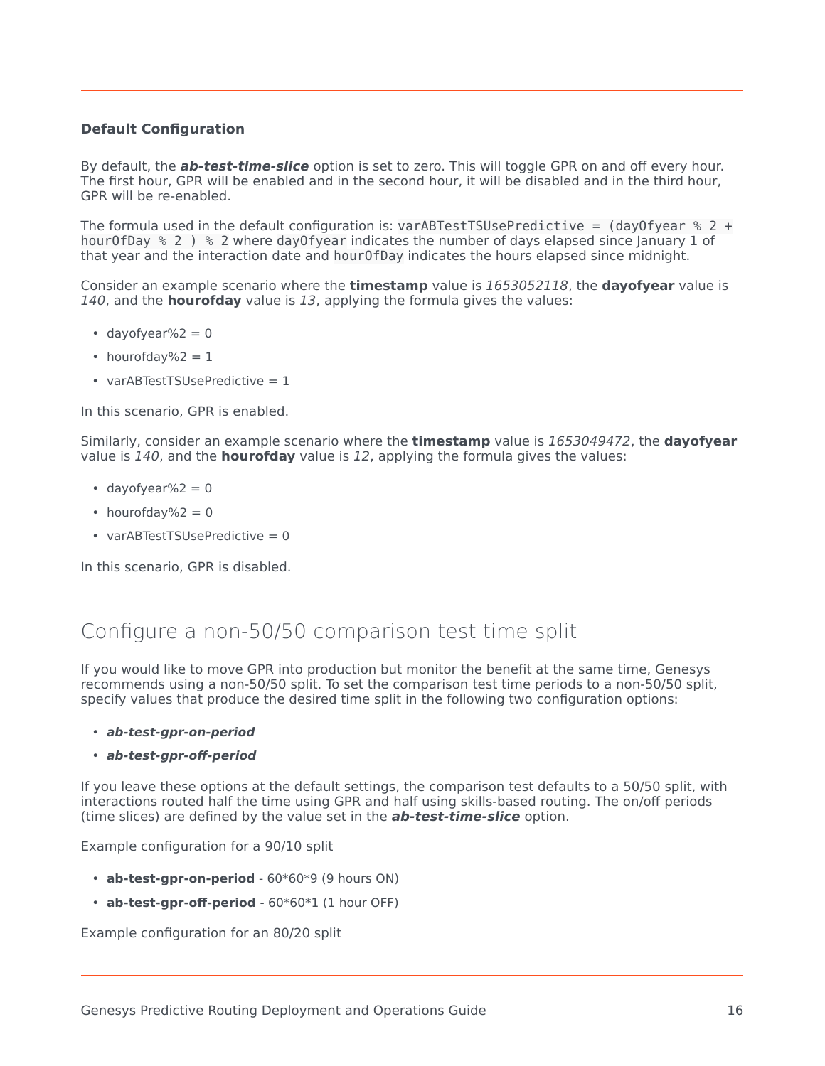#### Default Configuration

By default, the ***ab-test-time-slice*** option is set to zero. This will toggle GPR on and off every hour. The first hour, GPR will be enabled and in the second hour, it will be disabled and in the third hour, GPR will be re-enabled.

The formula used in the default configuration is: `varABTestTSUsePredictive = (dayOfyear % 2 + hourOfDay % 2 ) % 2` where `dayOfyear` indicates the number of days elapsed since January 1 of that year and the interaction date and `hourOfDay` indicates the hours elapsed since midnight.

Consider an example scenario where the **timestamp** value is *1653052118*, the **dayofyear** value is *140*, and the **hourofday** value is *13*, applying the formula gives the values:

- dayofyear%2 = 0
- hourofday%2 = 1
- varABTestTSUsePredictive = 1

In this scenario, GPR is enabled.

Similarly, consider an example scenario where the **timestamp** value is *1653049472*, the **dayofyear** value is *140*, and the **hourofday** value is *12*, applying the formula gives the values:

- dayofyear%2 = 0
- hourofday%2 = 0
- varABTestTSUsePredictive = 0

In this scenario, GPR is disabled.

## Configure a non-50/50 comparison test time split

If you would like to move GPR into production but monitor the benefit at the same time, Genesys recommends using a non-50/50 split. To set the comparison test time periods to a non-50/50 split, specify values that produce the desired time split in the following two configuration options:

- ***ab-test-gpr-on-period***
- ***ab-test-gpr-off-period***

If you leave these options at the default settings, the comparison test defaults to a 50/50 split, with interactions routed half the time using GPR and half using skills-based routing. The on/off periods (time slices) are defined by the value set in the ***ab-test-time-slice*** option.

Example configuration for a 90/10 split

- **ab-test-gpr-on-period** - 60*60*9 (9 hours ON)
- **ab-test-gpr-off-period** - 60*60*1 (1 hour OFF)

Example configuration for an 80/20 split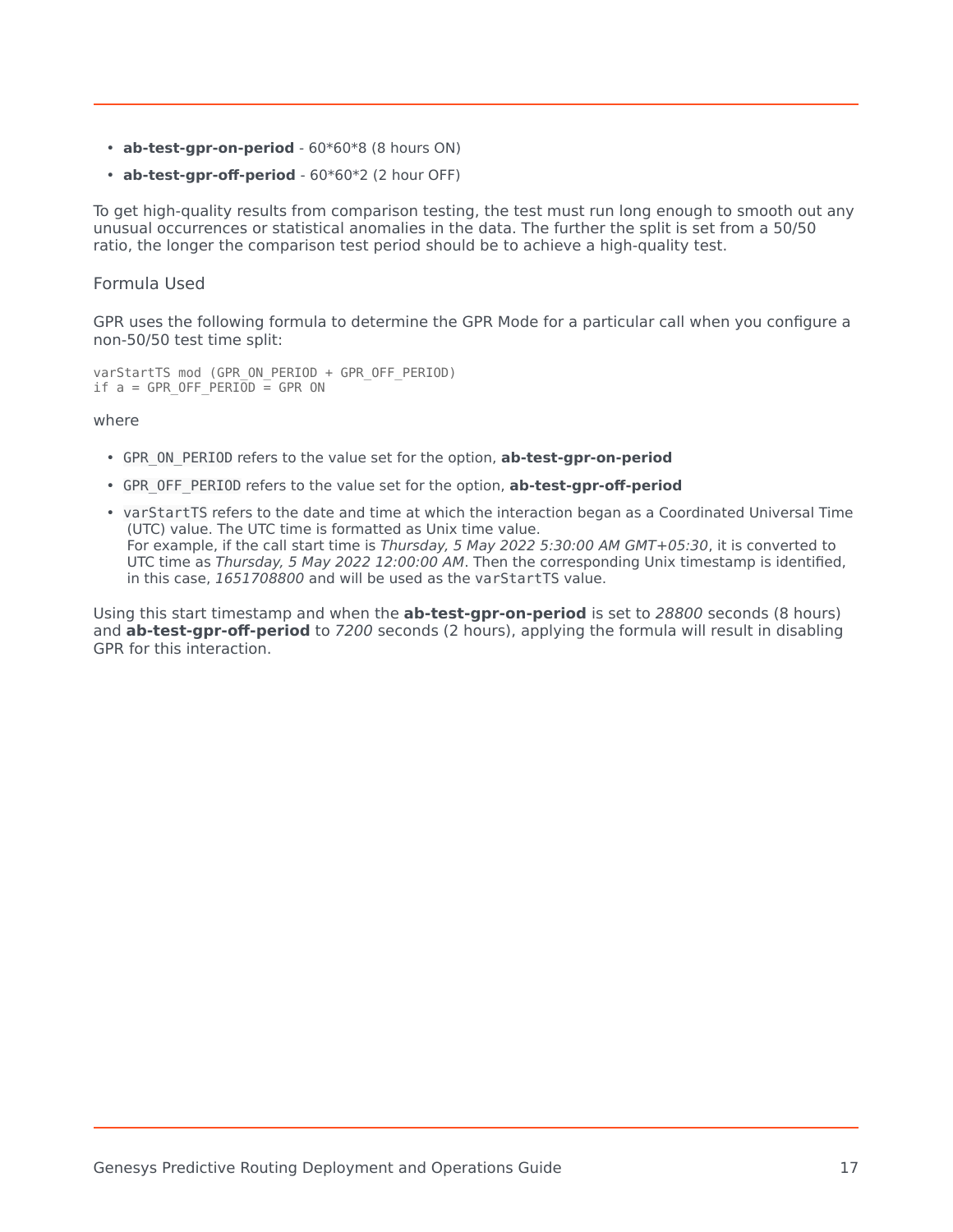- **ab-test-gpr-on-period** - 60*60*8 (8 hours ON)
- **ab-test-gpr-off-period** - 60*60*2 (2 hour OFF)

To get high-quality results from comparison testing, the test must run long enough to smooth out any unusual occurrences or statistical anomalies in the data. The further the split is set from a 50/50 ratio, the longer the comparison test period should be to achieve a high-quality test.

### Formula Used

GPR uses the following formula to determine the GPR Mode for a particular call when you configure a non-50/50 test time split:

```
varStartTS mod (GPR_ON_PERIOD + GPR_OFF_PERIOD)
if a = GPR_OFF_PERIOD = GPR ON
```

where

- `GPR_ON_PERIOD` refers to the value set for the option, **ab-test-gpr-on-period**
- `GPR_OFF_PERIOD` refers to the value set for the option, **ab-test-gpr-off-period**
- `varStartTS` refers to the date and time at which the interaction began as a Coordinated Universal Time (UTC) value. The UTC time is formatted as Unix time value.
  For example, if the call start time is *Thursday, 5 May 2022 5:30:00 AM GMT+05:30*, it is converted to UTC time as *Thursday, 5 May 2022 12:00:00 AM*. Then the corresponding Unix timestamp is identified, in this case, *1651708800* and will be used as the `varStartTS` value.

Using this start timestamp and when the **ab-test-gpr-on-period** is set to *28800* seconds (8 hours) and **ab-test-gpr-off-period** to *7200* seconds (2 hours), applying the formula will result in disabling GPR for this interaction.